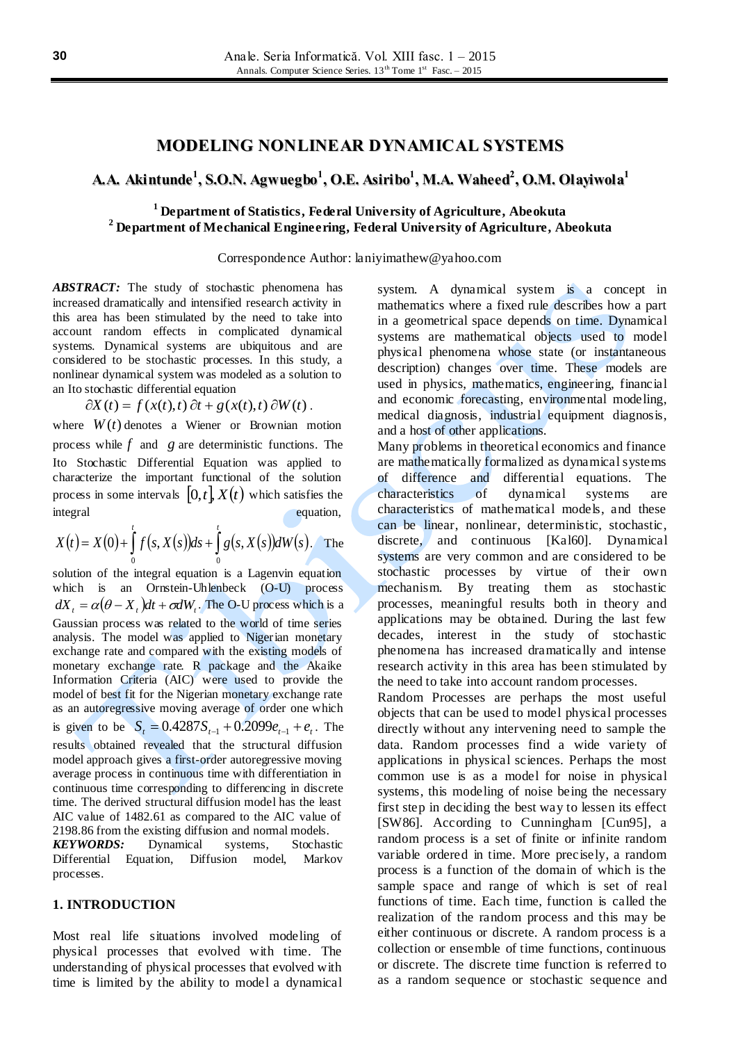# MODELING NONLINEAR DYNAMICAL SYSTEMS

**A.A. Akintunde[1], S.O.N. Agwuegbo[1], O.E. Asiribo[1], M.A. Waheed[2], O.M. Olayiwola[1]**

**[1] Department of Statistics, Federal University of Agriculture, Abeokuta**
**[2] Department of Mechanical Engineering, Federal University of Agriculture, Abeokuta**

Correspondence Author: laniyimathew@yahoo.com

***ABSTRACT:*** The study of stochastic phenomena has increased dramatically and intensified research activity in this area has been stimulated by the need to take into account random effects in complicated dynamical systems. Dynamical systems are ubiquitous and are considered to be stochastic processes. In this study, a nonlinear dynamical system was modeled as a solution to an Ito stochastic differential equation

$$\partial X(t) = f(x(t),t)\,\partial t + g(x(t),t)\,\partial W(t).$$

where $W(t)$ denotes a Wiener or Brownian motion process while $f$ and $g$ are deterministic functions. The Ito Stochastic Differential Equation was applied to characterize the important functional of the solution process in some intervals $[0,t]$, $X(t)$ which satisfies the integral equation,

$$X(t) = X(0) + \int_0^t f(s, X(s))ds + \int_0^t g(s, X(s))dW(s).$$

The solution of the integral equation is a Lagenvin equation which is an Ornstein-Uhlenbeck (O-U) process $dX_t = \alpha(\theta - X_t)dt + \sigma dW_t$. The O-U process which is a Gaussian process was related to the world of time series analysis. The model was applied to Nigerian monetary exchange rate and compared with the existing models of monetary exchange rate. R package and the Akaike Information Criteria (AIC) were used to provide the model of best fit for the Nigerian monetary exchange rate as an autoregressive moving average of order one which is given to be $S_t = 0.4287S_{t-1} + 0.2099e_{t-1} + e_t$. The results obtained revealed that the structural diffusion model approach gives a first-order autoregressive moving average process in continuous time with differentiation in continuous time corresponding to differencing in discrete time. The derived structural diffusion model has the least AIC value of 1482.61 as compared to the AIC value of 2198.86 from the existing diffusion and normal models.

***KEYWORDS:*** Dynamical systems, Stochastic Differential Equation, Diffusion model, Markov processes.

## 1. INTRODUCTION

Most real life situations involved modeling of physical processes that evolved with time. The understanding of physical processes that evolved with time is limited by the ability to model a dynamical system. A dynamical system is a concept in mathematics where a fixed rule describes how a part in a geometrical space depends on time. Dynamical systems are mathematical objects used to model physical phenomena whose state (or instantaneous description) changes over time. These models are used in physics, mathematics, engineering, financial and economic forecasting, environmental modeling, medical diagnosis, industrial equipment diagnosis, and a host of other applications.

Many problems in theoretical economics and finance are mathematically formalized as dynamical systems of difference and differential equations. The characteristics of dynamical systems are characteristics of mathematical models, and these can be linear, nonlinear, deterministic, stochastic, discrete, and continuous [Kal60]. Dynamical systems are very common and are considered to be stochastic processes by virtue of their own mechanism. By treating them as stochastic processes, meaningful results both in theory and applications may be obtained. During the last few decades, interest in the study of stochastic phenomena has increased dramatically and intense research activity in this area has been stimulated by the need to take into account random processes.

Random Processes are perhaps the most useful objects that can be used to model physical processes directly without any intervening need to sample the data. Random processes find a wide variety of applications in physical sciences. Perhaps the most common use is as a model for noise in physical systems, this modeling of noise being the necessary first step in deciding the best way to lessen its effect [SW86]. According to Cunningham [Cun95], a random process is a set of finite or infinite random variable ordered in time. More precisely, a random process is a function of the domain of which is the sample space and range of which is set of real functions of time. Each time, function is called the realization of the random process and this may be either continuous or discrete. A random process is a collection or ensemble of time functions, continuous or discrete. The discrete time function is referred to as a random sequence or stochastic sequence and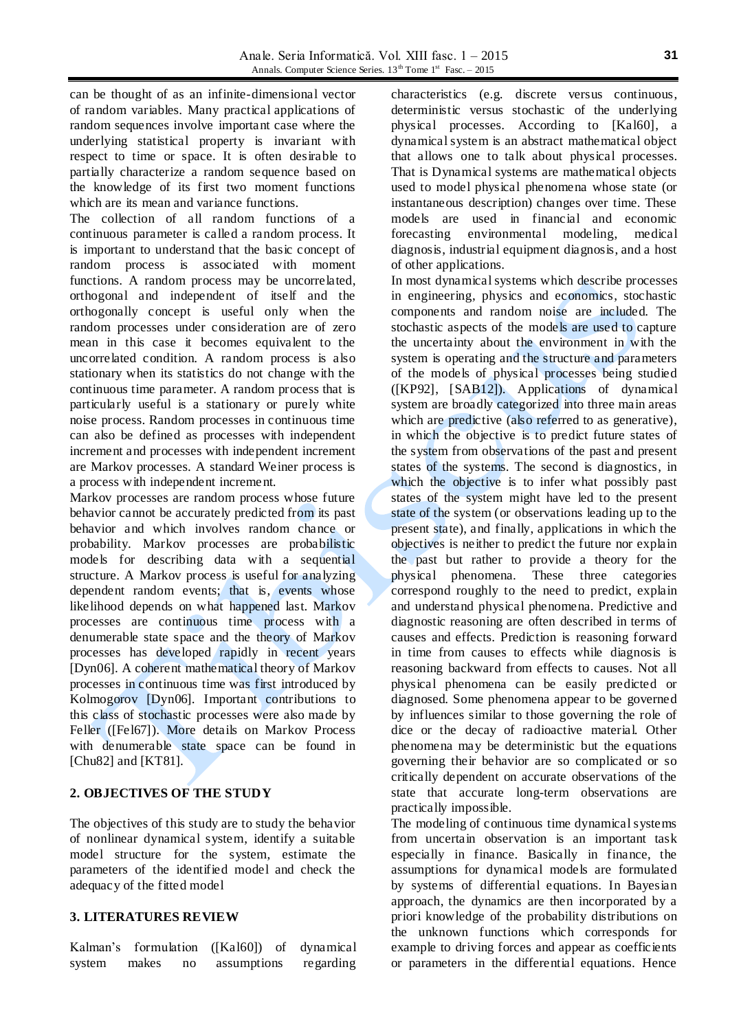can be thought of as an infinite-dimensional vector of random variables. Many practical applications of random sequences involve important case where the underlying statistical property is invariant with respect to time or space. It is often desirable to partially characterize a random sequence based on the knowledge of its first two moment functions which are its mean and variance functions.

The collection of all random functions of a continuous parameter is called a random process. It is important to understand that the basic concept of random process is associated with moment functions. A random process may be uncorrelated, orthogonal and independent of itself and the orthogonally concept is useful only when the random processes under consideration are of zero mean in this case it becomes equivalent to the uncorrelated condition. A random process is also stationary when its statistics do not change with the continuous time parameter. A random process that is particularly useful is a stationary or purely white noise process. Random processes in continuous time can also be defined as processes with independent increment and processes with independent increment are Markov processes. A standard Weiner process is a process with independent increment.

Markov processes are random process whose future behavior cannot be accurately predicted from its past behavior and which involves random chance or probability. Markov processes are probabilistic models for describing data with a sequential structure. A Markov process is useful for analyzing dependent random events; that is, events whose likelihood depends on what happened last. Markov processes are continuous time process with a denumerable state space and the theory of Markov processes has developed rapidly in recent years [Dyn06]. A coherent mathematical theory of Markov processes in continuous time was first introduced by Kolmogorov [Dyn06]. Important contributions to this class of stochastic processes were also made by Feller ([Fel67]). More details on Markov Process with denumerable state space can be found in [Chu82] and [KT81].

## 2. OBJECTIVES OF THE STUDY

The objectives of this study are to study the behavior of nonlinear dynamical system, identify a suitable model structure for the system, estimate the parameters of the identified model and check the adequacy of the fitted model

## 3. LITERATURES REVIEW

Kalman's formulation ([Kal60]) of dynamical system makes no assumptions regarding characteristics (e.g. discrete versus continuous, deterministic versus stochastic of the underlying physical processes. According to [Kal60], a dynamical system is an abstract mathematical object that allows one to talk about physical processes. That is Dynamical systems are mathematical objects used to model physical phenomena whose state (or instantaneous description) changes over time. These models are used in financial and economic forecasting environmental modeling, medical diagnosis, industrial equipment diagnosis, and a host of other applications.

In most dynamical systems which describe processes in engineering, physics and economics, stochastic components and random noise are included. The stochastic aspects of the models are used to capture the uncertainty about the environment in with the system is operating and the structure and parameters of the models of physical processes being studied ([KP92], [SAB12]). Applications of dynamical system are broadly categorized into three main areas which are predictive (also referred to as generative), in which the objective is to predict future states of the system from observations of the past and present states of the systems. The second is diagnostics, in which the objective is to infer what possibly past states of the system might have led to the present state of the system (or observations leading up to the present state), and finally, applications in which the objectives is neither to predict the future nor explain the past but rather to provide a theory for the physical phenomena. These three categories correspond roughly to the need to predict, explain and understand physical phenomena. Predictive and diagnostic reasoning are often described in terms of causes and effects. Prediction is reasoning forward in time from causes to effects while diagnosis is reasoning backward from effects to causes. Not all physical phenomena can be easily predicted or diagnosed. Some phenomena appear to be governed by influences similar to those governing the role of dice or the decay of radioactive material. Other phenomena may be deterministic but the equations governing their behavior are so complicated or so critically dependent on accurate observations of the state that accurate long-term observations are practically impossible.

The modeling of continuous time dynamical systems from uncertain observation is an important task especially in finance. Basically in finance, the assumptions for dynamical models are formulated by systems of differential equations. In Bayesian approach, the dynamics are then incorporated by a priori knowledge of the probability distributions on the unknown functions which corresponds for example to driving forces and appear as coefficients or parameters in the differential equations. Hence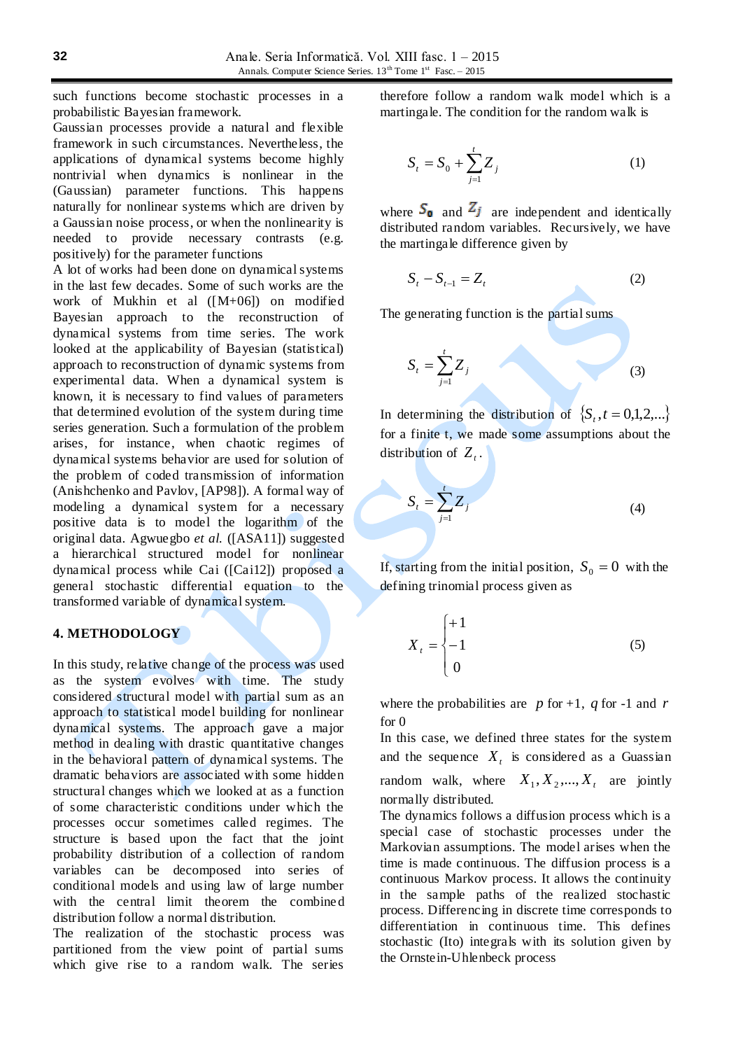such functions become stochastic processes in a probabilistic Bayesian framework.

Gaussian processes provide a natural and flexible framework in such circumstances. Nevertheless, the applications of dynamical systems become highly nontrivial when dynamics is nonlinear in the (Gaussian) parameter functions. This happens naturally for nonlinear systems which are driven by a Gaussian noise process, or when the nonlinearity is needed to provide necessary contrasts (e.g. positively) for the parameter functions

A lot of works had been done on dynamical systems in the last few decades. Some of such works are the work of Mukhin et al ([M+06]) on modified Bayesian approach to the reconstruction of dynamical systems from time series. The work looked at the applicability of Bayesian (statistical) approach to reconstruction of dynamic systems from experimental data. When a dynamical system is known, it is necessary to find values of parameters that determined evolution of the system during time series generation. Such a formulation of the problem arises, for instance, when chaotic regimes of dynamical systems behavior are used for solution of the problem of coded transmission of information (Anishchenko and Pavlov, [AP98]). A formal way of modeling a dynamical system for a necessary positive data is to model the logarithm of the original data. Agwuegbo *et al.* ([ASA11]) suggested a hierarchical structured model for nonlinear dynamical process while Cai ([Cai12]) proposed a general stochastic differential equation to the transformed variable of dynamical system.

## 4. METHODOLOGY

In this study, relative change of the process was used as the system evolves with time. The study considered structural model with partial sum as an approach to statistical model building for nonlinear dynamical systems. The approach gave a major method in dealing with drastic quantitative changes in the behavioral pattern of dynamical systems. The dramatic behaviors are associated with some hidden structural changes which we looked at as a function of some characteristic conditions under which the processes occur sometimes called regimes. The structure is based upon the fact that the joint probability distribution of a collection of random variables can be decomposed into series of conditional models and using law of large number with the central limit theorem the combined distribution follow a normal distribution.

The realization of the stochastic process was partitioned from the view point of partial sums which give rise to a random walk. The series therefore follow a random walk model which is a martingale. The condition for the random walk is

$$S_t = S_0 + \sum_{j=1}^{t} Z_j \tag{1}$$

where $S_0$ and $Z_j$ are independent and identically distributed random variables. Recursively, we have the martingale difference given by

$$S_t - S_{t-1} = Z_t \tag{2}$$

The generating function is the partial sums

$$S_t = \sum_{j=1}^{t} Z_j \tag{3}$$

In determining the distribution of $\{S_t, t = 0,1,2,...\}$ for a finite t, we made some assumptions about the distribution of $Z_t$.

$$S_t = \sum_{j=1}^{t} Z_j \tag{4}$$

If, starting from the initial position, $S_0 = 0$ with the defining trinomial process given as

$$X_t = \begin{cases} +1 \\ -1 \\ 0 \end{cases} \tag{5}$$

where the probabilities are $p$ for +1, $q$ for -1 and $r$ for 0

In this case, we defined three states for the system and the sequence $X_t$ is considered as a Guassian random walk, where $X_1, X_2, ..., X_t$ are jointly normally distributed.

The dynamics follows a diffusion process which is a special case of stochastic processes under the Markovian assumptions. The model arises when the time is made continuous. The diffusion process is a continuous Markov process. It allows the continuity in the sample paths of the realized stochastic process. Differencing in discrete time corresponds to differentiation in continuous time. This defines stochastic (Ito) integrals with its solution given by the Ornstein-Uhlenbeck process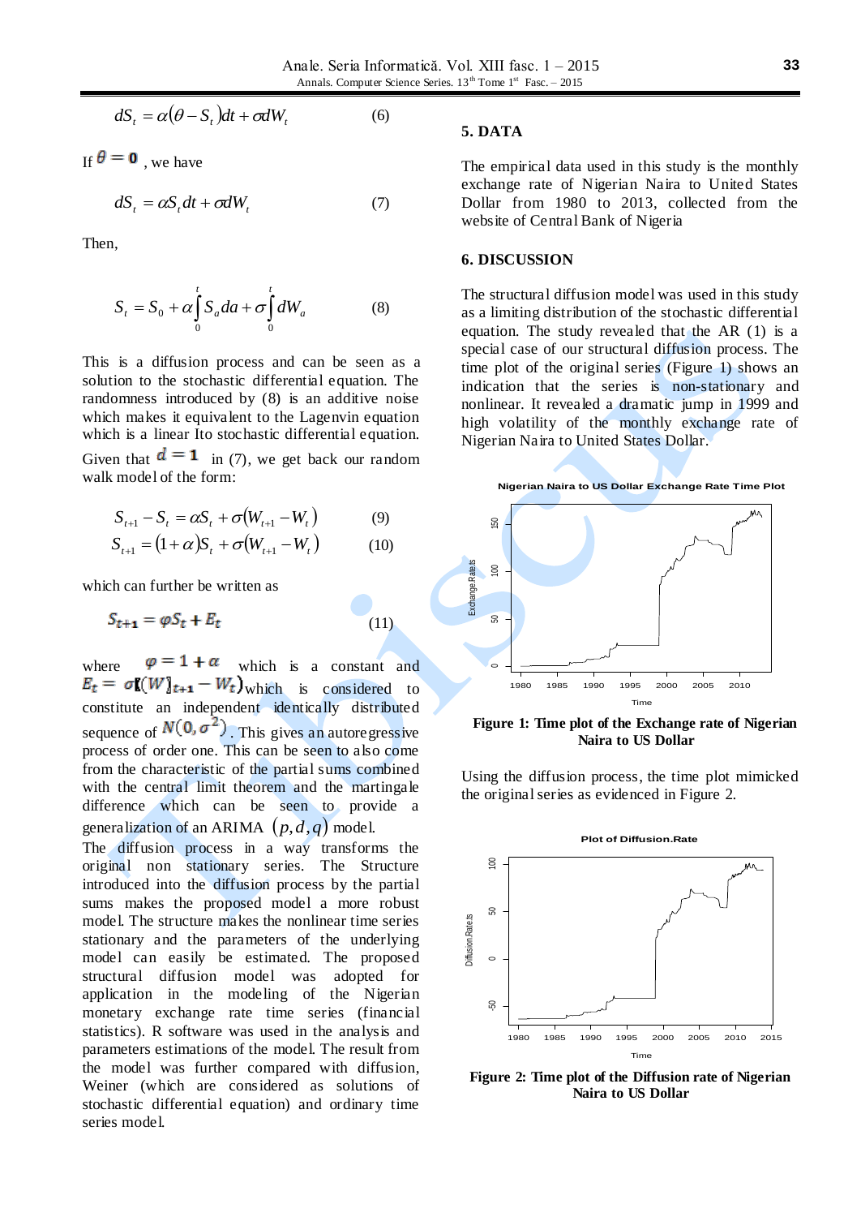$$dS_t = \alpha(\theta - S_t)dt + \sigma dW_t \qquad (6)$$

If $\theta = 0$, we have

$$dS_t = \alpha S_t dt + \sigma dW_t \qquad (7)$$

Then,

$$S_t = S_0 + \alpha \int_0^t S_a da + \sigma \int_0^t dW_a \qquad (8)$$

This is a diffusion process and can be seen as a solution to the stochastic differential equation. The randomness introduced by (8) is an additive noise which makes it equivalent to the Lagenvin equation which is a linear Ito stochastic differential equation. Given that $d = 1$ in (7), we get back our random walk model of the form:

$$S_{t+1} - S_t = \alpha S_t + \sigma(W_{t+1} - W_t) \qquad (9)$$

$$S_{t+1} = (1+\alpha)S_t + \sigma(W_{t+1} - W_t) \qquad (10)$$

which can further be written as

$$S_{t+1} = \varphi S_t + E_t \qquad (11)$$

where $\varphi = 1 + \alpha$ which is a constant and $E_t = \sigma(W_{t+1} - W_t)$ which is considered to constitute an independent identically distributed sequence of $N(0, \sigma^2)$. This gives an autoregressive process of order one. This can be seen to also come from the characteristic of the partial sums combined with the central limit theorem and the martingale difference which can be seen to provide a generalization of an ARIMA $(p, d, q)$ model.

The diffusion process in a way transforms the original non stationary series. The Structure introduced into the diffusion process by the partial sums makes the proposed model a more robust model. The structure makes the nonlinear time series stationary and the parameters of the underlying model can easily be estimated. The proposed structural diffusion model was adopted for application in the modeling of the Nigerian monetary exchange rate time series (financial statistics). R software was used in the analysis and parameters estimations of the model. The result from the model was further compared with diffusion, Weiner (which are considered as solutions of stochastic differential equation) and ordinary time series model.

## 5. DATA

The empirical data used in this study is the monthly exchange rate of Nigerian Naira to United States Dollar from 1980 to 2013, collected from the website of Central Bank of Nigeria

## 6. DISCUSSION

The structural diffusion model was used in this study as a limiting distribution of the stochastic differential equation. The study revealed that the AR (1) is a special case of our structural diffusion process. The time plot of the original series (Figure 1) shows an indication that the series is non-stationary and nonlinear. It revealed a dramatic jump in 1999 and high volatility of the monthly exchange rate of Nigerian Naira to United States Dollar.

**Figure 1: Time plot of the Exchange rate of Nigerian Naira to US Dollar**

Using the diffusion process, the time plot mimicked the original series as evidenced in Figure 2.

**Figure 2: Time plot of the Diffusion rate of Nigerian Naira to US Dollar**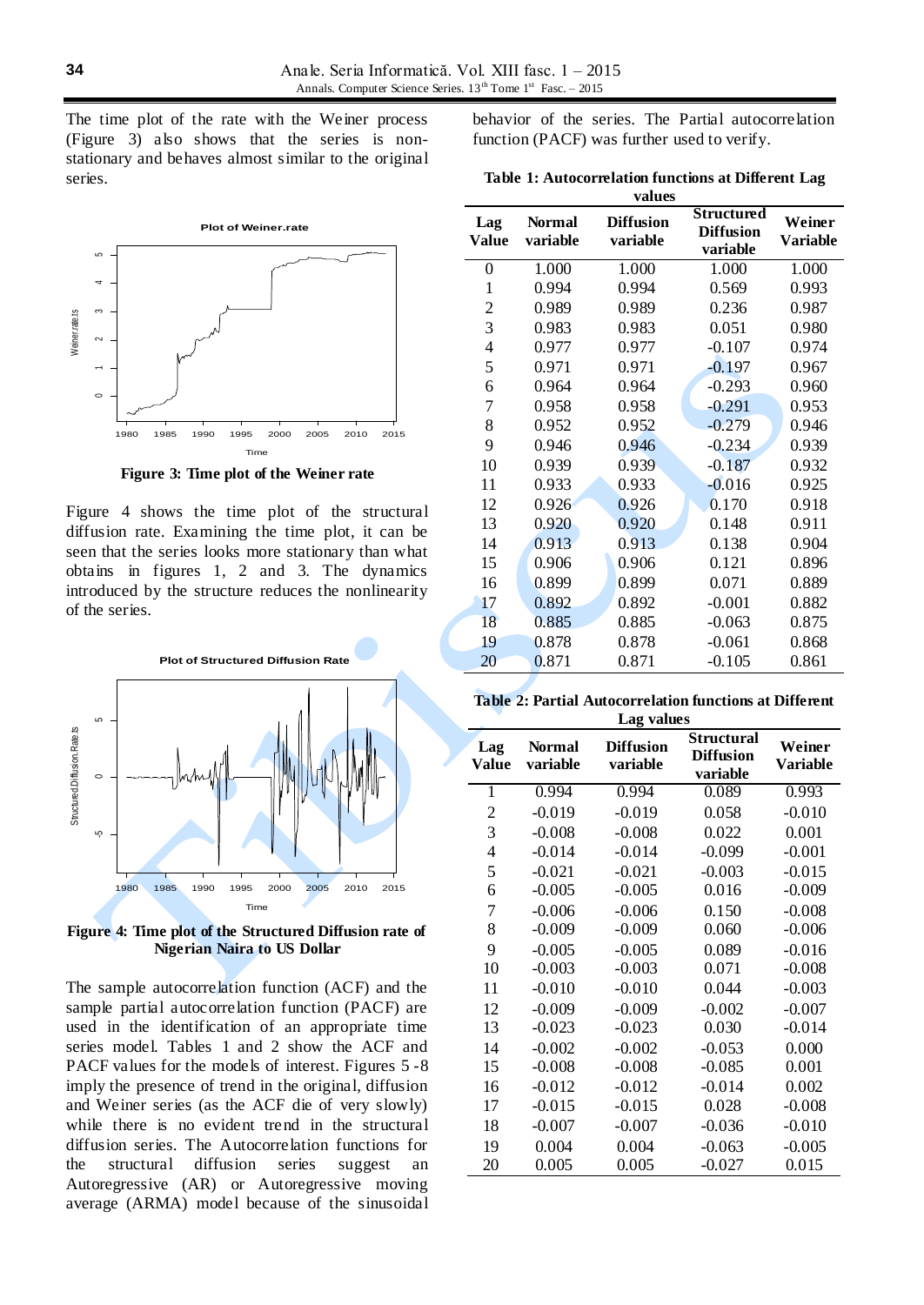The time plot of the rate with the Weiner process (Figure 3) also shows that the series is non-stationary and behaves almost similar to the original series.

**Figure 3: Time plot of the Weiner rate**

Figure 4 shows the time plot of the structural diffusion rate. Examining the time plot, it can be seen that the series looks more stationary than what obtains in figures 1, 2 and 3. The dynamics introduced by the structure reduces the nonlinearity of the series.

**Figure 4: Time plot of the Structured Diffusion rate of Nigerian Naira to US Dollar**

The sample autocorrelation function (ACF) and the sample partial autocorrelation function (PACF) are used in the identification of an appropriate time series model. Tables 1 and 2 show the ACF and PACF values for the models of interest. Figures 5 -8 imply the presence of trend in the original, diffusion and Weiner series (as the ACF die of very slowly) while there is no evident trend in the structural diffusion series. The Autocorrelation functions for the structural diffusion series suggest an Autoregressive (AR) or Autoregressive moving average (ARMA) model because of the sinusoidal behavior of the series. The Partial autocorrelation function (PACF) was further used to verify.

**Table 1: Autocorrelation functions at Different Lag values**

| Lag Value | Normal variable | Diffusion variable | Structured Diffusion variable | Weiner Variable |
|---|---|---|---|---|
| 0 | 1.000 | 1.000 | 1.000 | 1.000 |
| 1 | 0.994 | 0.994 | 0.569 | 0.993 |
| 2 | 0.989 | 0.989 | 0.236 | 0.987 |
| 3 | 0.983 | 0.983 | 0.051 | 0.980 |
| 4 | 0.977 | 0.977 | -0.107 | 0.974 |
| 5 | 0.971 | 0.971 | -0.197 | 0.967 |
| 6 | 0.964 | 0.964 | -0.293 | 0.960 |
| 7 | 0.958 | 0.958 | -0.291 | 0.953 |
| 8 | 0.952 | 0.952 | -0.279 | 0.946 |
| 9 | 0.946 | 0.946 | -0.234 | 0.939 |
| 10 | 0.939 | 0.939 | -0.187 | 0.932 |
| 11 | 0.933 | 0.933 | -0.016 | 0.925 |
| 12 | 0.926 | 0.926 | 0.170 | 0.918 |
| 13 | 0.920 | 0.920 | 0.148 | 0.911 |
| 14 | 0.913 | 0.913 | 0.138 | 0.904 |
| 15 | 0.906 | 0.906 | 0.121 | 0.896 |
| 16 | 0.899 | 0.899 | 0.071 | 0.889 |
| 17 | 0.892 | 0.892 | -0.001 | 0.882 |
| 18 | 0.885 | 0.885 | -0.063 | 0.875 |
| 19 | 0.878 | 0.878 | -0.061 | 0.868 |
| 20 | 0.871 | 0.871 | -0.105 | 0.861 |

**Table 2: Partial Autocorrelation functions at Different Lag values**

| Lag Value | Normal variable | Diffusion variable | Structural Diffusion variable | Weiner Variable |
|---|---|---|---|---|
| 1 | 0.994 | 0.994 | 0.089 | 0.993 |
| 2 | -0.019 | -0.019 | 0.058 | -0.010 |
| 3 | -0.008 | -0.008 | 0.022 | 0.001 |
| 4 | -0.014 | -0.014 | -0.099 | -0.001 |
| 5 | -0.021 | -0.021 | -0.003 | -0.015 |
| 6 | -0.005 | -0.005 | 0.016 | -0.009 |
| 7 | -0.006 | -0.006 | 0.150 | -0.008 |
| 8 | -0.009 | -0.009 | 0.060 | -0.006 |
| 9 | -0.005 | -0.005 | 0.089 | -0.016 |
| 10 | -0.003 | -0.003 | 0.071 | -0.008 |
| 11 | -0.010 | -0.010 | 0.044 | -0.003 |
| 12 | -0.009 | -0.009 | -0.002 | -0.007 |
| 13 | -0.023 | -0.023 | 0.030 | -0.014 |
| 14 | -0.002 | -0.002 | -0.053 | 0.000 |
| 15 | -0.008 | -0.008 | -0.085 | 0.001 |
| 16 | -0.012 | -0.012 | -0.014 | 0.002 |
| 17 | -0.015 | -0.015 | 0.028 | -0.008 |
| 18 | -0.007 | -0.007 | -0.036 | -0.010 |
| 19 | 0.004 | 0.004 | -0.063 | -0.005 |
| 20 | 0.005 | 0.005 | -0.027 | 0.015 |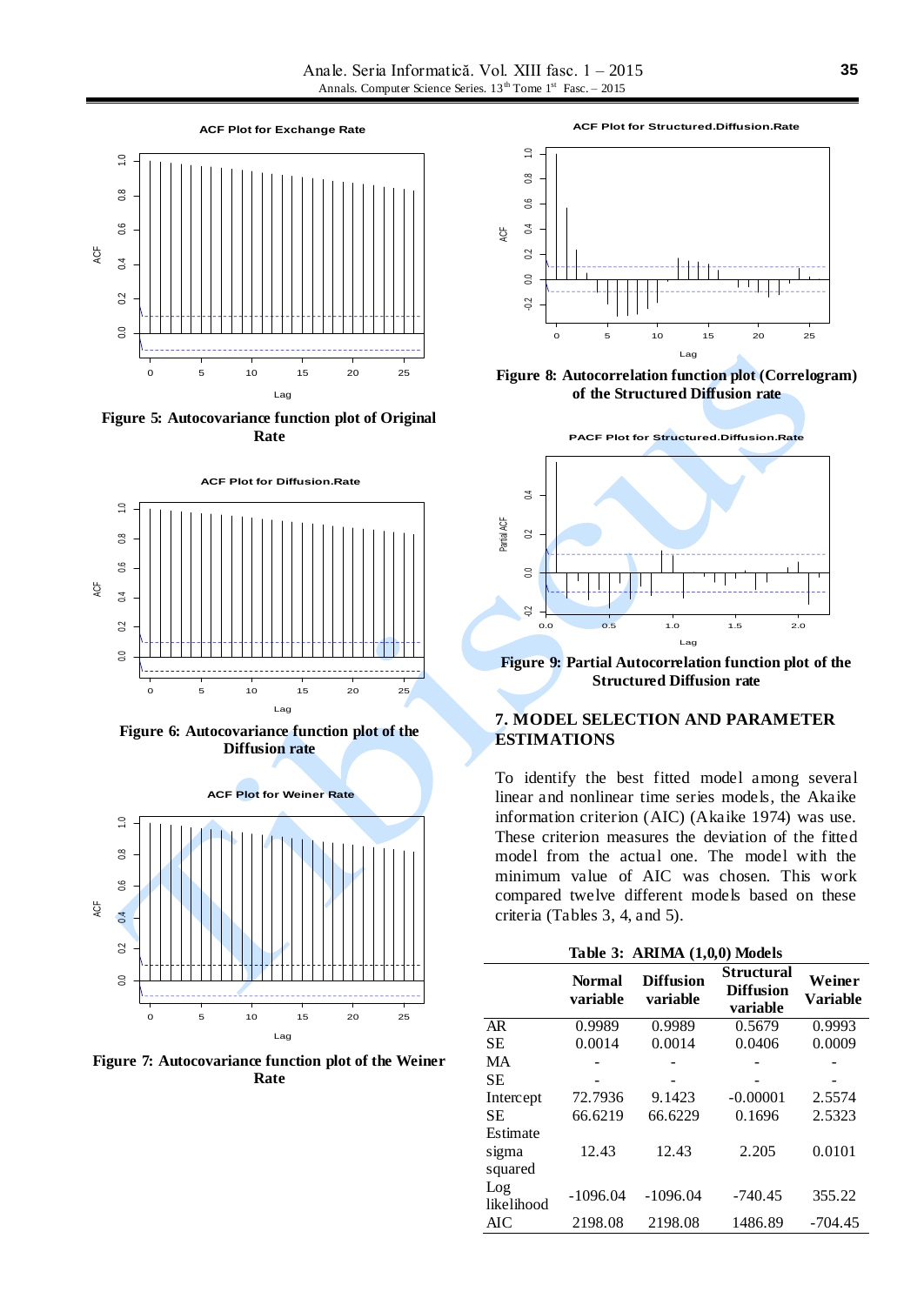Figure 5: Autocovariance function plot of Original Rate

Figure 6: Autocovariance function plot of the Diffusion rate

Figure 7: Autocovariance function plot of the Weiner Rate

Figure 8: Autocorrelation function plot (Correlogram) of the Structured Diffusion rate

Figure 9: Partial Autocorrelation function plot of the Structured Diffusion rate

## 7. MODEL SELECTION AND PARAMETER ESTIMATIONS

To identify the best fitted model among several linear and nonlinear time series models, the Akaike information criterion (AIC) (Akaike 1974) was use. These criterion measures the deviation of the fitted model from the actual one. The model with the minimum value of AIC was chosen. This work compared twelve different models based on these criteria (Tables 3, 4, and 5).

**Table 3: ARIMA (1,0,0) Models**

| | Normal variable | Diffusion variable | Structural Diffusion variable | Weiner Variable |
|---|---|---|---|---|
| AR | 0.9989 | 0.9989 | 0.5679 | 0.9993 |
| SE | 0.0014 | 0.0014 | 0.0406 | 0.0009 |
| MA | - | - | - | - |
| SE | - | - | - | - |
| Intercept | 72.7936 | 9.1423 | -0.00001 | 2.5574 |
| SE Estimate | 66.6219 | 66.6229 | 0.1696 | 2.5323 |
| sigma squared | 12.43 | 12.43 | 2.205 | 0.0101 |
| Log likelihood | -1096.04 | -1096.04 | -740.45 | 355.22 |
| AIC | 2198.08 | 2198.08 | 1486.89 | -704.45 |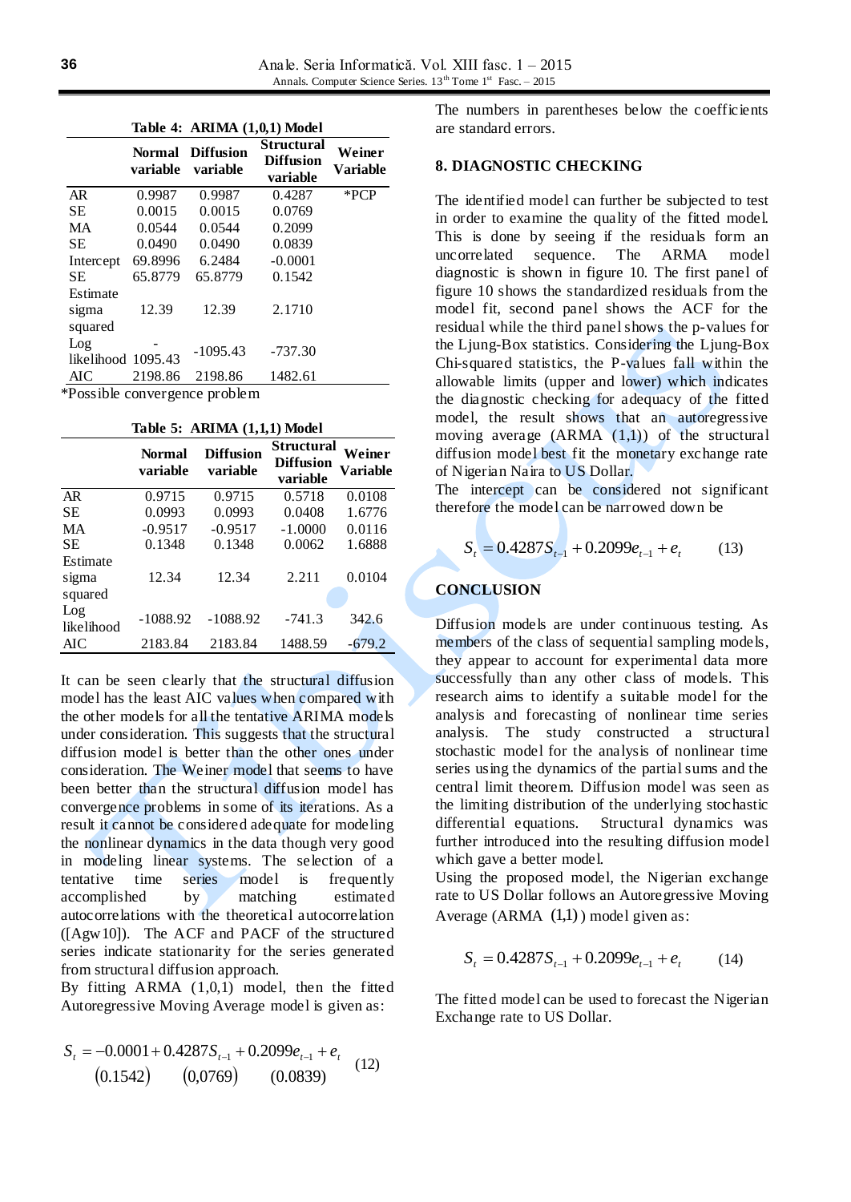**Table 4: ARIMA (1,0,1) Model**

| | Normal variable | Diffusion variable | Structural Diffusion variable | Weiner Variable |
|---|---|---|---|---|
| AR | 0.9987 | 0.9987 | 0.4287 | *PCP |
| SE | 0.0015 | 0.0015 | 0.0769 | |
| MA | 0.0544 | 0.0544 | 0.2099 | |
| SE | 0.0490 | 0.0490 | 0.0839 | |
| Intercept | 69.8996 | 6.2484 | -0.0001 | |
| SE | 65.8779 | 65.8779 | 0.1542 | |
| Estimate sigma squared | 12.39 | 12.39 | 2.1710 | |
| Log likelihood | -1095.43 | -1095.43 | -737.30 | |
| AIC | 2198.86 | 2198.86 | 1482.61 | |

*Possible convergence problem

**Table 5: ARIMA (1,1,1) Model**

| | Normal variable | Diffusion variable | Structural Diffusion variable | Weiner Variable |
|---|---|---|---|---|
| AR | 0.9715 | 0.9715 | 0.5718 | 0.0108 |
| SE | 0.0993 | 0.0993 | 0.0408 | 1.6776 |
| MA | -0.9517 | -0.9517 | -1.0000 | 0.0116 |
| SE | 0.1348 | 0.1348 | 0.0062 | 1.6888 |
| Estimate sigma squared | 12.34 | 12.34 | 2.211 | 0.0104 |
| Log likelihood | -1088.92 | -1088.92 | -741.3 | 342.6 |
| AIC | 2183.84 | 2183.84 | 1488.59 | -679.2 |

It can be seen clearly that the structural diffusion model has the least AIC values when compared with the other models for all the tentative ARIMA models under consideration. This suggests that the structural diffusion model is better than the other ones under consideration. The Weiner model that seems to have been better than the structural diffusion model has convergence problems in some of its iterations. As a result it cannot be considered adequate for modeling the nonlinear dynamics in the data though very good in modeling linear systems. The selection of a tentative time series model is frequently accomplished by matching estimated autocorrelations with the theoretical autocorrelation ([Agw10]). The ACF and PACF of the structured series indicate stationarity for the series generated from structural diffusion approach.

By fitting ARMA (1,0,1) model, then the fitted Autoregressive Moving Average model is given as:

$$S_t = -0.0001 + 0.4287S_{t-1} + 0.2099e_{t-1} + e_t \qquad (12)$$
$$\quad (0.1542) \qquad (0,0769) \qquad (0.0839)$$

The numbers in parentheses below the coefficients are standard errors.

## 8. DIAGNOSTIC CHECKING

The identified model can further be subjected to test in order to examine the quality of the fitted model. This is done by seeing if the residuals form an uncorrelated sequence. The ARMA model diagnostic is shown in figure 10. The first panel of figure 10 shows the standardized residuals from the model fit, second panel shows the ACF for the residual while the third panel shows the p-values for the Ljung-Box statistics. Considering the Ljung-Box Chi-squared statistics, the P-values fall within the allowable limits (upper and lower) which indicates the diagnostic checking for adequacy of the fitted model, the result shows that an autoregressive moving average (ARMA (1,1)) of the structural diffusion model best fit the monetary exchange rate of Nigerian Naira to US Dollar.

The intercept can be considered not significant therefore the model can be narrowed down be

$$S_t = 0.4287S_{t-1} + 0.2099e_{t-1} + e_t \qquad (13)$$

## CONCLUSION

Diffusion models are under continuous testing. As members of the class of sequential sampling models, they appear to account for experimental data more successfully than any other class of models. This research aims to identify a suitable model for the analysis and forecasting of nonlinear time series analysis. The study constructed a structural stochastic model for the analysis of nonlinear time series using the dynamics of the partial sums and the central limit theorem. Diffusion model was seen as the limiting distribution of the underlying stochastic differential equations. Structural dynamics was further introduced into the resulting diffusion model which gave a better model.

Using the proposed model, the Nigerian exchange rate to US Dollar follows an Autoregressive Moving Average (ARMA (1,1)) model given as:

$$S_t = 0.4287S_{t-1} + 0.2099e_{t-1} + e_t \qquad (14)$$

The fitted model can be used to forecast the Nigerian Exchange rate to US Dollar.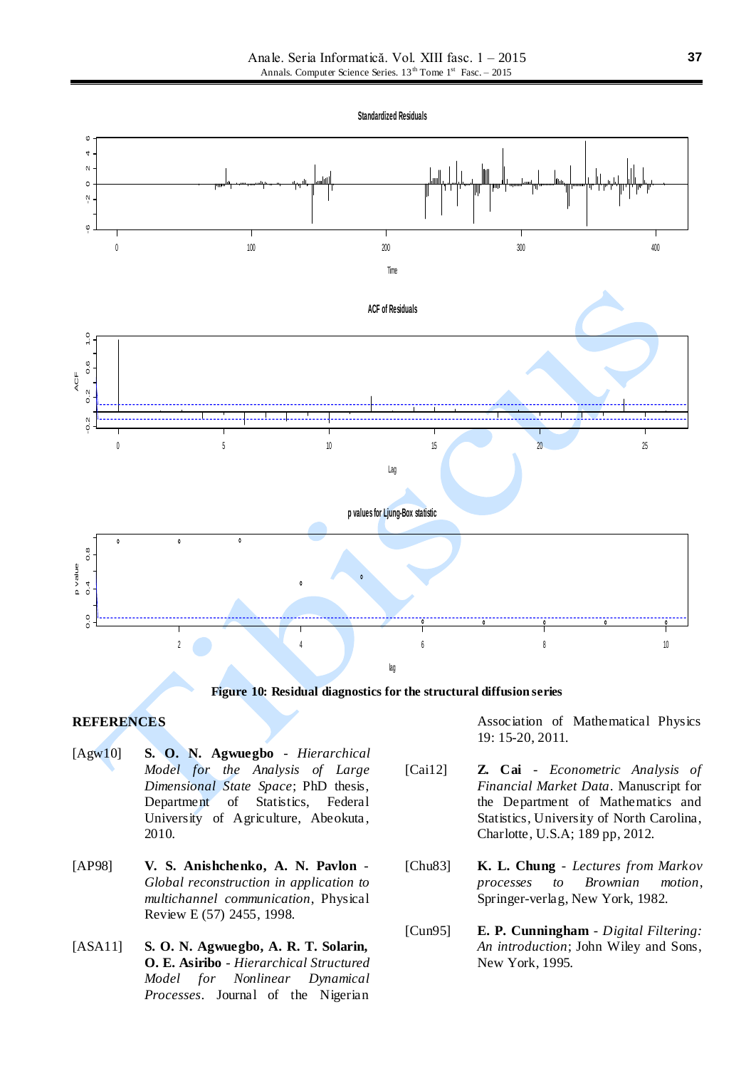Figure 10: Residual diagnostics for the structural diffusion series

## REFERENCES

[Agw10] **S. O. N. Agwuegbo** - *Hierarchical Model for the Analysis of Large Dimensional State Space*; PhD thesis, Department of Statistics, Federal University of Agriculture, Abeokuta, 2010.

[AP98] **V. S. Anishchenko, A. N. Pavlon** - *Global reconstruction in application to multichannel communication*, Physical Review E (57) 2455, 1998.

[ASA11] **S. O. N. Agwuegbo, A. R. T. Solarin, O. E. Asiribo** - *Hierarchical Structured Model for Nonlinear Dynamical Processes*. Journal of the Nigerian Association of Mathematical Physics 19: 15-20, 2011.

[Cai12] **Z. Cai** - *Econometric Analysis of Financial Market Data*. Manuscript for the Department of Mathematics and Statistics, University of North Carolina, Charlotte, U.S.A; 189 pp, 2012.

[Chu83] **K. L. Chung** - *Lectures from Markov processes to Brownian motion*, Springer-verlag, New York, 1982.

[Cun95] **E. P. Cunningham** - *Digital Filtering: An introduction*; John Wiley and Sons, New York, 1995.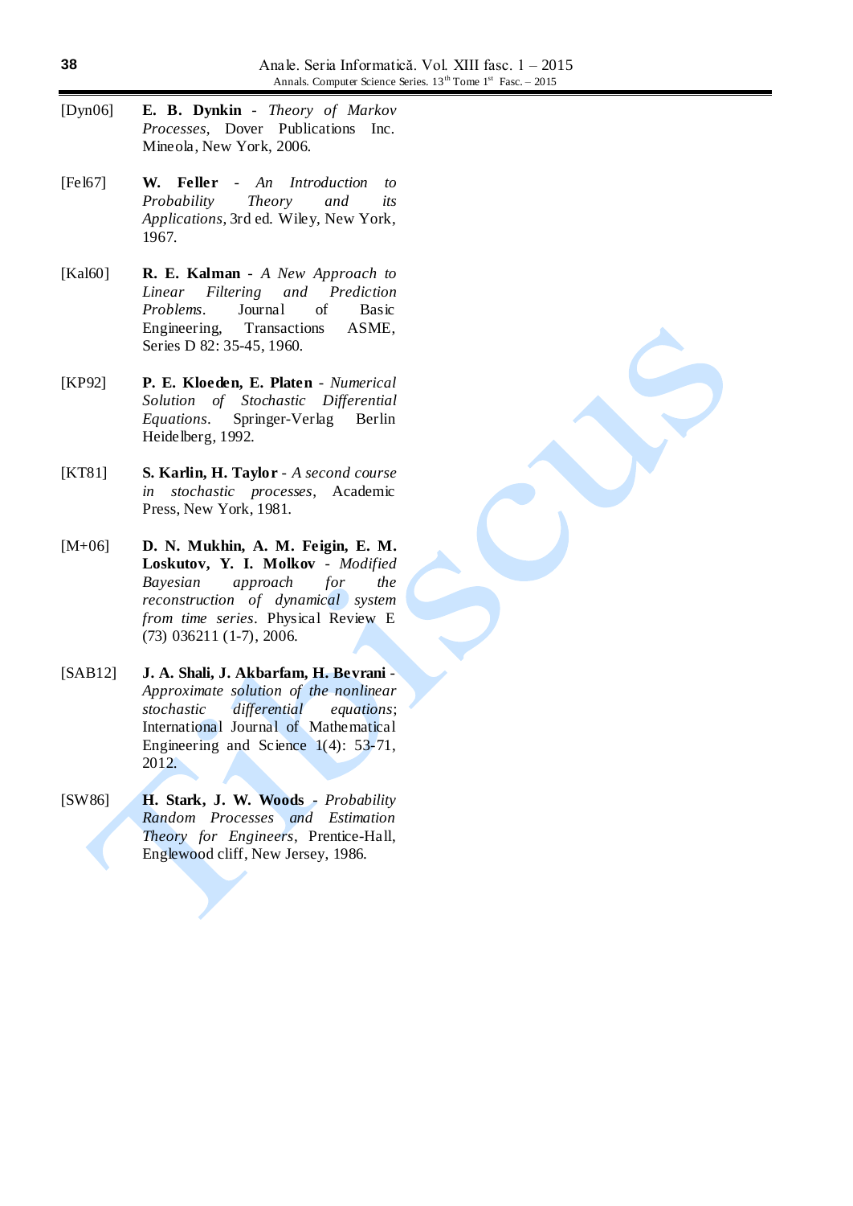[Dyn06] **E. B. Dynkin** - *Theory of Markov Processes*, Dover Publications Inc. Mineola, New York, 2006.

[Fel67] **W. Feller** - *An Introduction to Probability Theory and its Applications*, 3rd ed. Wiley, New York, 1967.

[Kal60] **R. E. Kalman** - *A New Approach to Linear Filtering and Prediction Problems*. Journal of Basic Engineering, Transactions ASME, Series D 82: 35-45, 1960.

[KP92] **P. E. Kloeden, E. Platen** - *Numerical Solution of Stochastic Differential Equations*. Springer-Verlag Berlin Heidelberg, 1992.

[KT81] **S. Karlin, H. Taylor** - *A second course in stochastic processes*, Academic Press, New York, 1981.

[M+06] **D. N. Mukhin, A. M. Feigin, E. M. Loskutov, Y. I. Molkov** - *Modified Bayesian approach for the reconstruction of dynamical system from time series*. Physical Review E (73) 036211 (1-7), 2006.

[SAB12] **J. A. Shali, J. Akbarfam, H. Bevrani** - *Approximate solution of the nonlinear stochastic differential equations*; International Journal of Mathematical Engineering and Science 1(4): 53-71, 2012.

[SW86] **H. Stark, J. W. Woods** - *Probability Random Processes and Estimation Theory for Engineers*, Prentice-Hall, Englewood cliff, New Jersey, 1986.